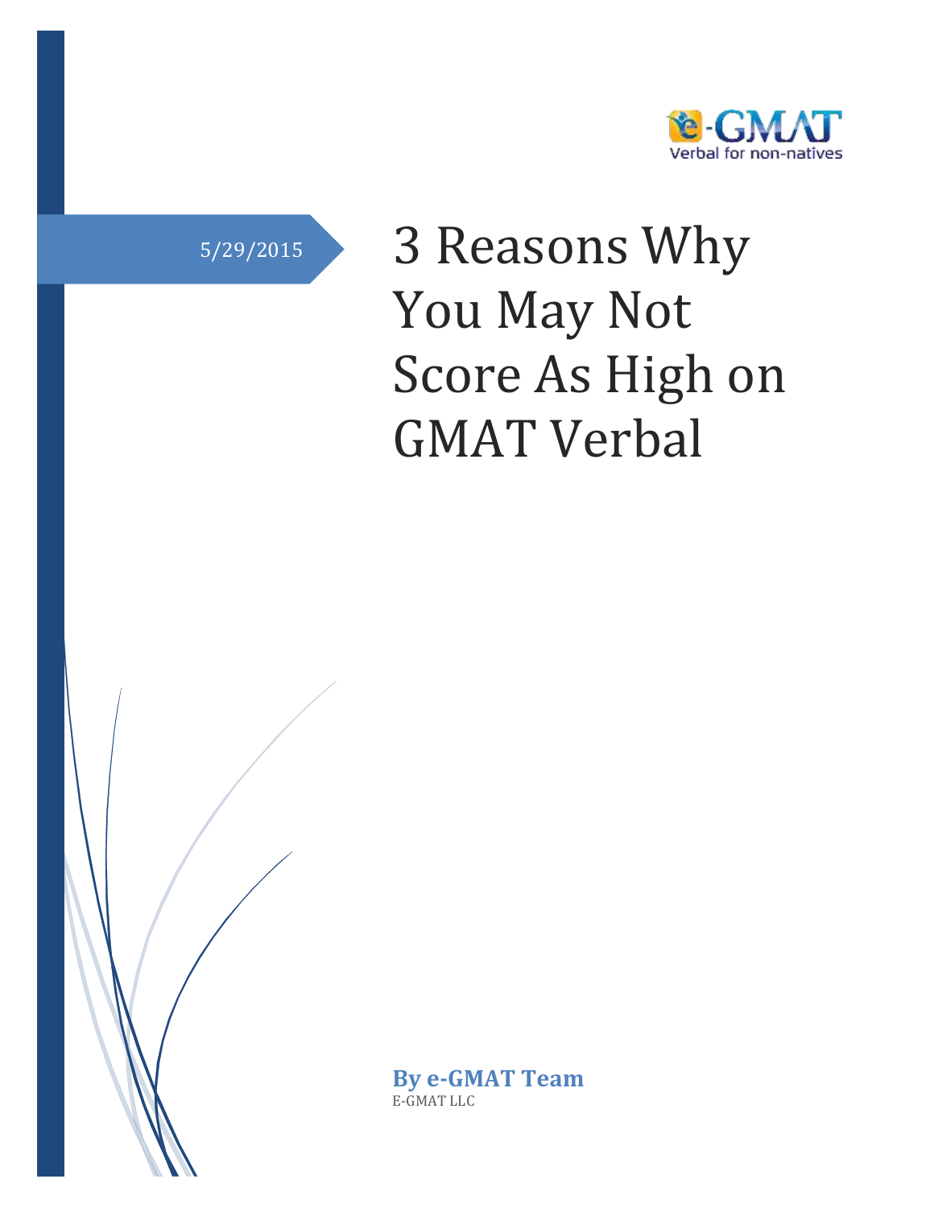e-GMAT
Verbal for non-natives

5/29/2015

# 3 Reasons Why You May Not Score As High on GMAT Verbal

**By e-GMAT Team**
E-GMAT LLC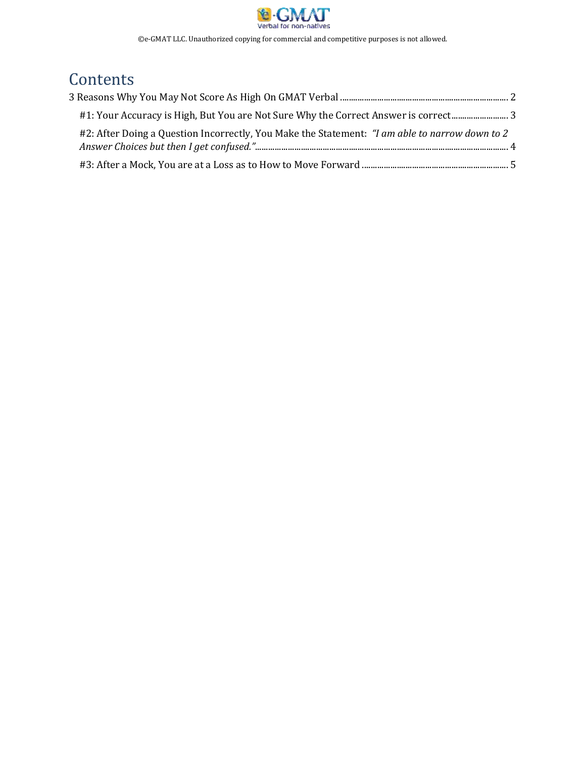# Contents

3 Reasons Why You May Not Score As High On GMAT Verbal ........................................................................ 2

- #1: Your Accuracy is High, But You are Not Sure Why the Correct Answer is correct........................ 3
- #2: After Doing a Question Incorrectly, You Make the Statement: *"I am able to narrow down to 2 Answer Choices but then I get confused."*........................................................................................................ 4
- #3: After a Mock, You are at a Loss as to How to Move Forward ................................................................ 5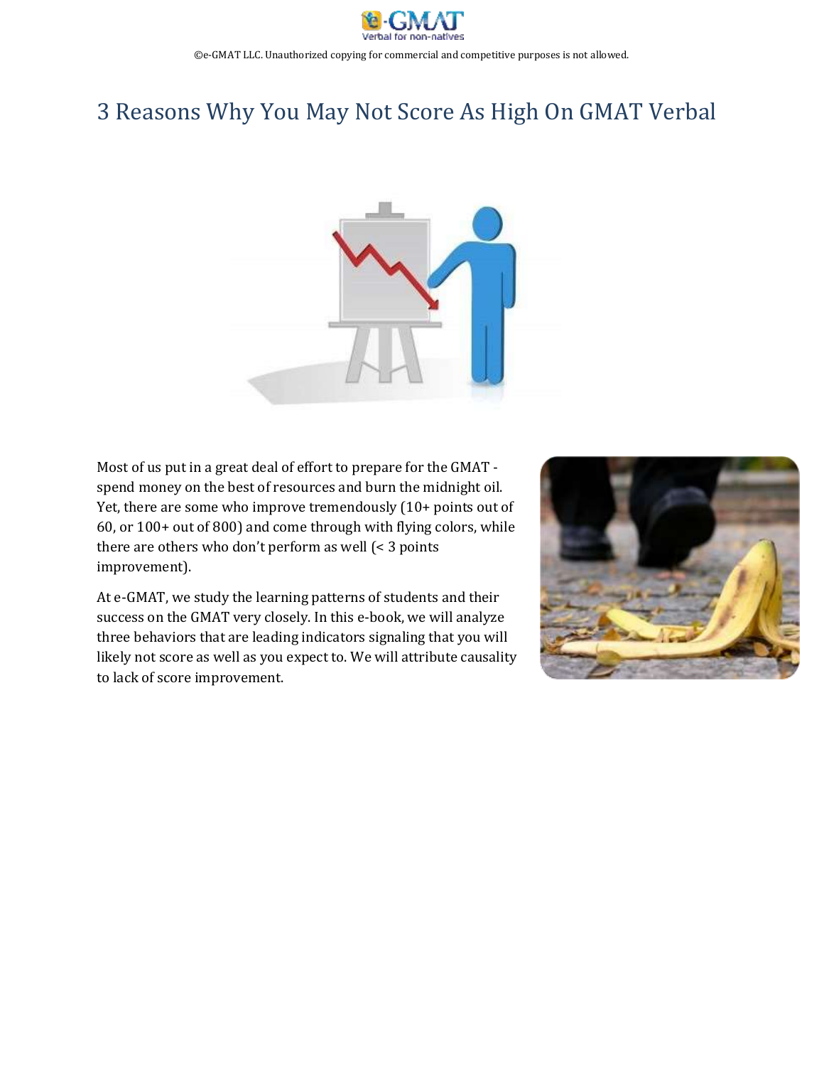# 3 Reasons Why You May Not Score As High On GMAT Verbal

Most of us put in a great deal of effort to prepare for the GMAT - spend money on the best of resources and burn the midnight oil. Yet, there are some who improve tremendously (10+ points out of 60, or 100+ out of 800) and come through with flying colors, while there are others who don't perform as well (< 3 points improvement).

At e-GMAT, we study the learning patterns of students and their success on the GMAT very closely. In this e-book, we will analyze three behaviors that are leading indicators signaling that you will likely not score as well as you expect to. We will attribute causality to lack of score improvement.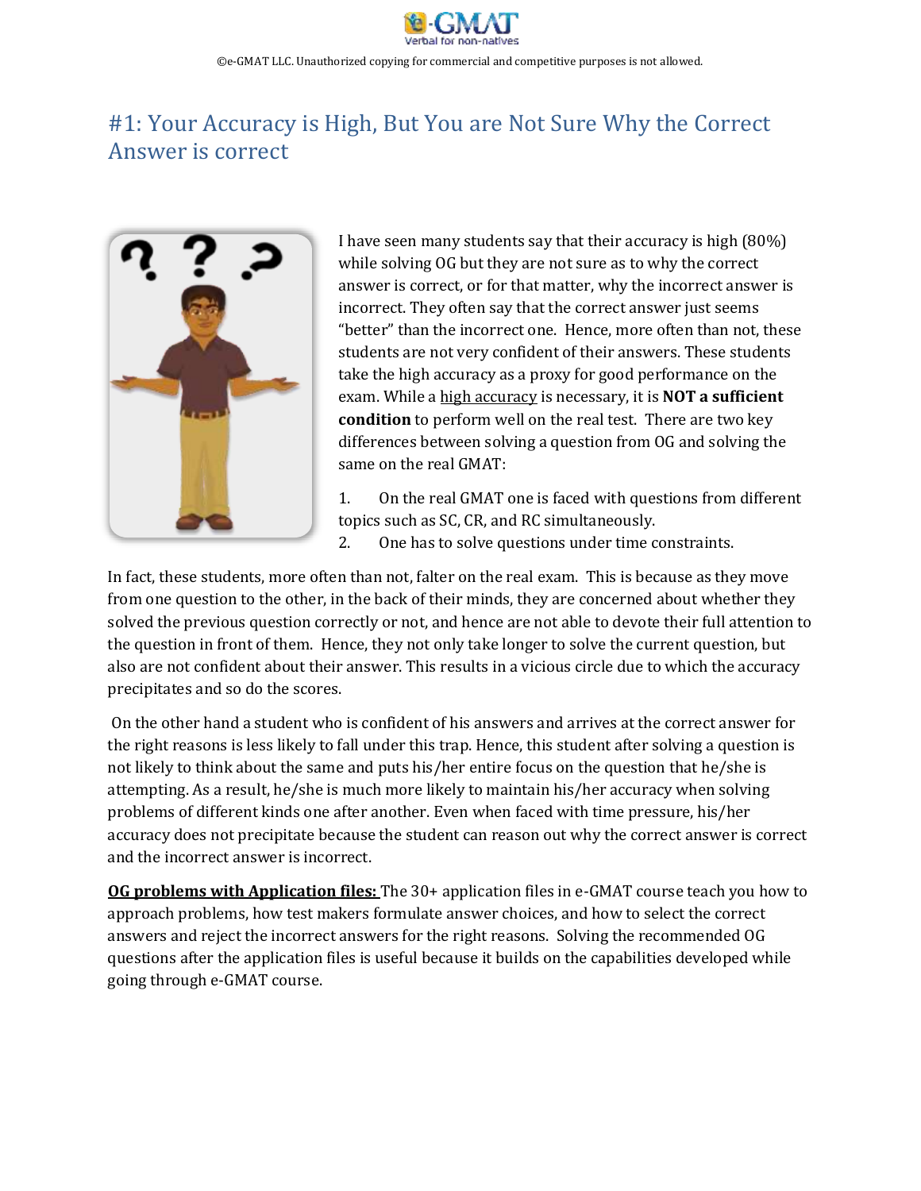# #1: Your Accuracy is High, But You are Not Sure Why the Correct Answer is correct

I have seen many students say that their accuracy is high (80%) while solving OG but they are not sure as to why the correct answer is correct, or for that matter, why the incorrect answer is incorrect. They often say that the correct answer just seems "better" than the incorrect one. Hence, more often than not, these students are not very confident of their answers. These students take the high accuracy as a proxy for good performance on the exam. While a high accuracy is necessary, it is **NOT a sufficient condition** to perform well on the real test. There are two key differences between solving a question from OG and solving the same on the real GMAT:

1. On the real GMAT one is faced with questions from different topics such as SC, CR, and RC simultaneously.
2. One has to solve questions under time constraints.

In fact, these students, more often than not, falter on the real exam. This is because as they move from one question to the other, in the back of their minds, they are concerned about whether they solved the previous question correctly or not, and hence are not able to devote their full attention to the question in front of them. Hence, they not only take longer to solve the current question, but also are not confident about their answer. This results in a vicious circle due to which the accuracy precipitates and so do the scores.

On the other hand a student who is confident of his answers and arrives at the correct answer for the right reasons is less likely to fall under this trap. Hence, this student after solving a question is not likely to think about the same and puts his/her entire focus on the question that he/she is attempting. As a result, he/she is much more likely to maintain his/her accuracy when solving problems of different kinds one after another. Even when faced with time pressure, his/her accuracy does not precipitate because the student can reason out why the correct answer is correct and the incorrect answer is incorrect.

**OG problems with Application files:** The 30+ application files in e-GMAT course teach you how to approach problems, how test makers formulate answer choices, and how to select the correct answers and reject the incorrect answers for the right reasons. Solving the recommended OG questions after the application files is useful because it builds on the capabilities developed while going through e-GMAT course.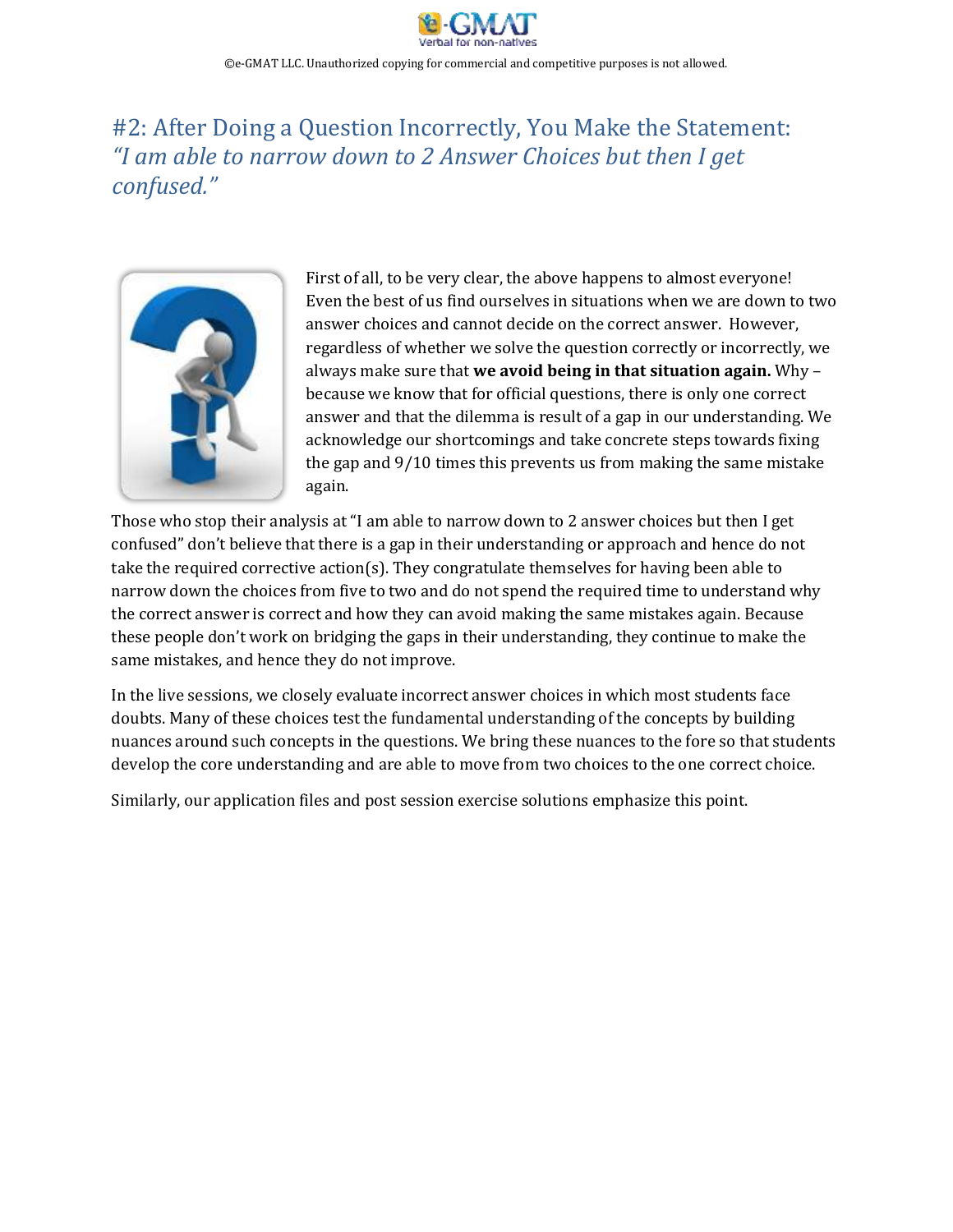## #2: After Doing a Question Incorrectly, You Make the Statement: *"I am able to narrow down to 2 Answer Choices but then I get confused."*

First of all, to be very clear, the above happens to almost everyone! Even the best of us find ourselves in situations when we are down to two answer choices and cannot decide on the correct answer. However, regardless of whether we solve the question correctly or incorrectly, we always make sure that **we avoid being in that situation again.** Why – because we know that for official questions, there is only one correct answer and that the dilemma is result of a gap in our understanding. We acknowledge our shortcomings and take concrete steps towards fixing the gap and 9/10 times this prevents us from making the same mistake again.

Those who stop their analysis at "I am able to narrow down to 2 answer choices but then I get confused" don't believe that there is a gap in their understanding or approach and hence do not take the required corrective action(s). They congratulate themselves for having been able to narrow down the choices from five to two and do not spend the required time to understand why the correct answer is correct and how they can avoid making the same mistakes again. Because these people don't work on bridging the gaps in their understanding, they continue to make the same mistakes, and hence they do not improve.

In the live sessions, we closely evaluate incorrect answer choices in which most students face doubts. Many of these choices test the fundamental understanding of the concepts by building nuances around such concepts in the questions. We bring these nuances to the fore so that students develop the core understanding and are able to move from two choices to the one correct choice.

Similarly, our application files and post session exercise solutions emphasize this point.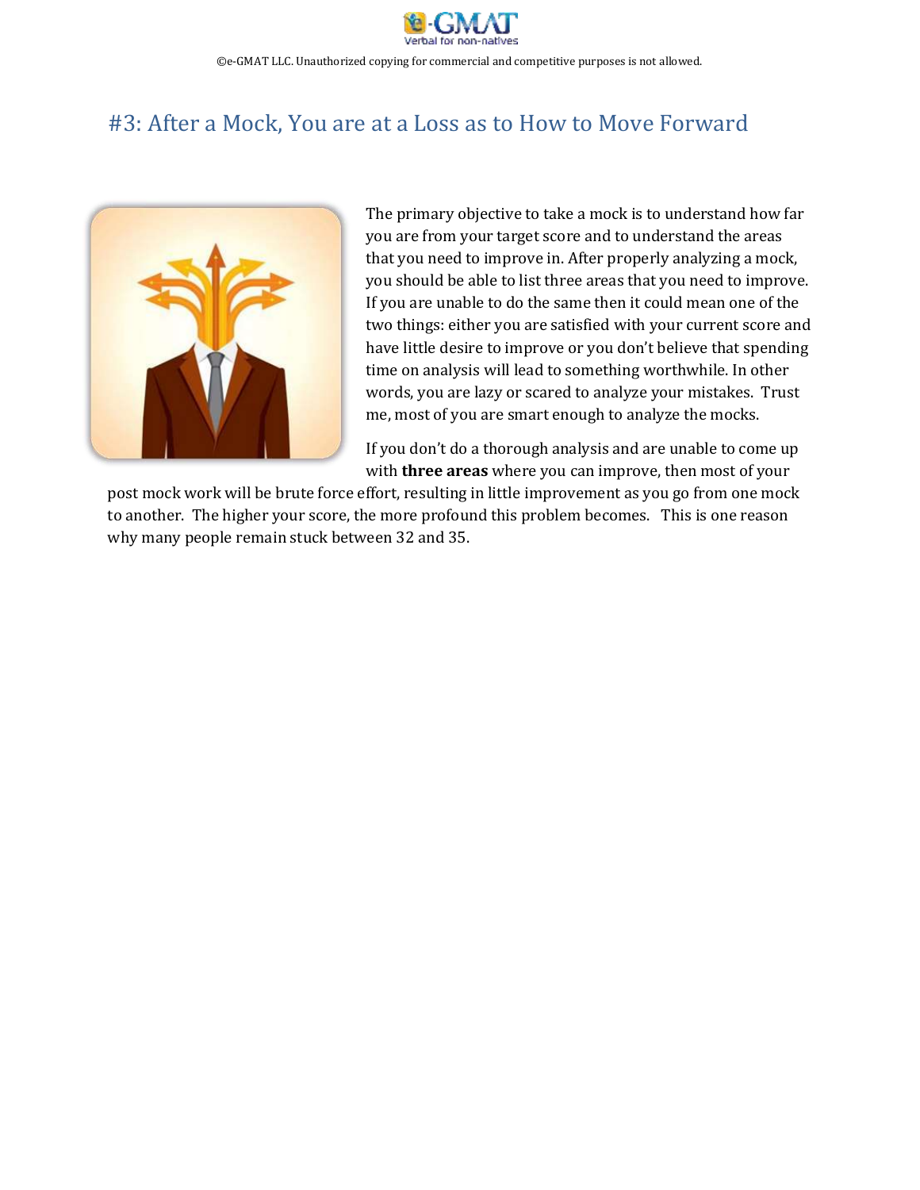## #3: After a Mock, You are at a Loss as to How to Move Forward

The primary objective to take a mock is to understand how far you are from your target score and to understand the areas that you need to improve in. After properly analyzing a mock, you should be able to list three areas that you need to improve. If you are unable to do the same then it could mean one of the two things: either you are satisfied with your current score and have little desire to improve or you don't believe that spending time on analysis will lead to something worthwhile. In other words, you are lazy or scared to analyze your mistakes. Trust me, most of you are smart enough to analyze the mocks.

If you don't do a thorough analysis and are unable to come up with **three areas** where you can improve, then most of your post mock work will be brute force effort, resulting in little improvement as you go from one mock to another. The higher your score, the more profound this problem becomes. This is one reason why many people remain stuck between 32 and 35.